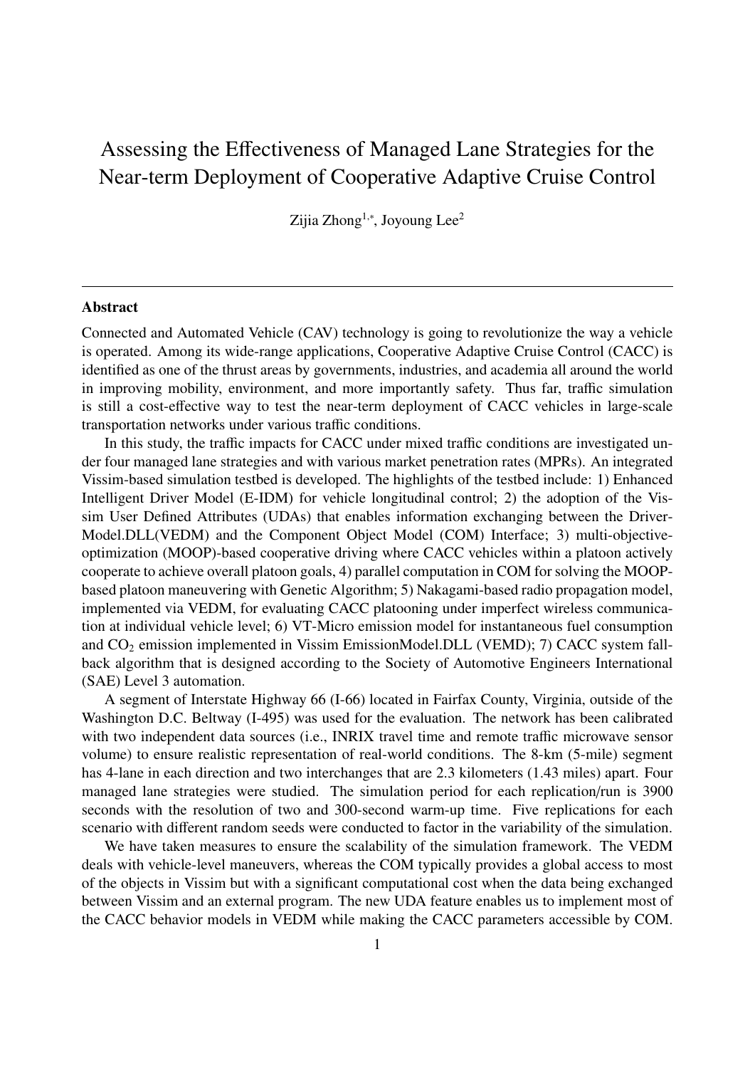# Assessing the Effectiveness of Managed Lane Strategies for the Near-term Deployment of Cooperative Adaptive Cruise Control

Zijia Zhong[1,*], Joyoung Lee[2]

---

### Abstract

Connected and Automated Vehicle (CAV) technology is going to revolutionize the way a vehicle is operated. Among its wide-range applications, Cooperative Adaptive Cruise Control (CACC) is identified as one of the thrust areas by governments, industries, and academia all around the world in improving mobility, environment, and more importantly safety. Thus far, traffic simulation is still a cost-effective way to test the near-term deployment of CACC vehicles in large-scale transportation networks under various traffic conditions.

In this study, the traffic impacts for CACC under mixed traffic conditions are investigated under four managed lane strategies and with various market penetration rates (MPRs). An integrated Vissim-based simulation testbed is developed. The highlights of the testbed include: 1) Enhanced Intelligent Driver Model (E-IDM) for vehicle longitudinal control; 2) the adoption of the Vissim User Defined Attributes (UDAs) that enables information exchanging between the DriverModel.DLL(VEDM) and the Component Object Model (COM) Interface; 3) multi-objective-optimization (MOOP)-based cooperative driving where CACC vehicles within a platoon actively cooperate to achieve overall platoon goals, 4) parallel computation in COM for solving the MOOP-based platoon maneuvering with Genetic Algorithm; 5) Nakagami-based radio propagation model, implemented via VEDM, for evaluating CACC platooning under imperfect wireless communication at individual vehicle level; 6) VT-Micro emission model for instantaneous fuel consumption and $CO_2$ emission implemented in Vissim EmissionModel.DLL (VEMD); 7) CACC system fall-back algorithm that is designed according to the Society of Automotive Engineers International (SAE) Level 3 automation.

A segment of Interstate Highway 66 (I-66) located in Fairfax County, Virginia, outside of the Washington D.C. Beltway (I-495) was used for the evaluation. The network has been calibrated with two independent data sources (i.e., INRIX travel time and remote traffic microwave sensor volume) to ensure realistic representation of real-world conditions. The 8-km (5-mile) segment has 4-lane in each direction and two interchanges that are 2.3 kilometers (1.43 miles) apart. Four managed lane strategies were studied. The simulation period for each replication/run is 3900 seconds with the resolution of two and 300-second warm-up time. Five replications for each scenario with different random seeds were conducted to factor in the variability of the simulation.

We have taken measures to ensure the scalability of the simulation framework. The VEDM deals with vehicle-level maneuvers, whereas the COM typically provides a global access to most of the objects in Vissim but with a significant computational cost when the data being exchanged between Vissim and an external program. The new UDA feature enables us to implement most of the CACC behavior models in VEDM while making the CACC parameters accessible by COM.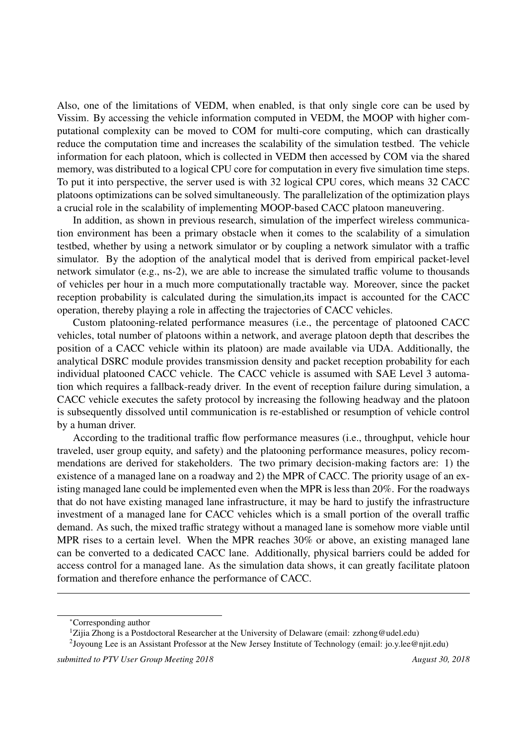Also, one of the limitations of VEDM, when enabled, is that only single core can be used by Vissim. By accessing the vehicle information computed in VEDM, the MOOP with higher computational complexity can be moved to COM for multi-core computing, which can drastically reduce the computation time and increases the scalability of the simulation testbed. The vehicle information for each platoon, which is collected in VEDM then accessed by COM via the shared memory, was distributed to a logical CPU core for computation in every five simulation time steps. To put it into perspective, the server used is with 32 logical CPU cores, which means 32 CACC platoons optimizations can be solved simultaneously. The parallelization of the optimization plays a crucial role in the scalability of implementing MOOP-based CACC platoon maneuvering.

In addition, as shown in previous research, simulation of the imperfect wireless communication environment has been a primary obstacle when it comes to the scalability of a simulation testbed, whether by using a network simulator or by coupling a network simulator with a traffic simulator. By the adoption of the analytical model that is derived from empirical packet-level network simulator (e.g., ns-2), we are able to increase the simulated traffic volume to thousands of vehicles per hour in a much more computationally tractable way. Moreover, since the packet reception probability is calculated during the simulation,its impact is accounted for the CACC operation, thereby playing a role in affecting the trajectories of CACC vehicles.

Custom platooning-related performance measures (i.e., the percentage of platooned CACC vehicles, total number of platoons within a network, and average platoon depth that describes the position of a CACC vehicle within its platoon) are made available via UDA. Additionally, the analytical DSRC module provides transmission density and packet reception probability for each individual platooned CACC vehicle. The CACC vehicle is assumed with SAE Level 3 automation which requires a fallback-ready driver. In the event of reception failure during simulation, a CACC vehicle executes the safety protocol by increasing the following headway and the platoon is subsequently dissolved until communication is re-established or resumption of vehicle control by a human driver.

According to the traditional traffic flow performance measures (i.e., throughput, vehicle hour traveled, user group equity, and safety) and the platooning performance measures, policy recommendations are derived for stakeholders. The two primary decision-making factors are: 1) the existence of a managed lane on a roadway and 2) the MPR of CACC. The priority usage of an existing managed lane could be implemented even when the MPR is less than 20%. For the roadways that do not have existing managed lane infrastructure, it may be hard to justify the infrastructure investment of a managed lane for CACC vehicles which is a small portion of the overall traffic demand. As such, the mixed traffic strategy without a managed lane is somehow more viable until MPR rises to a certain level. When the MPR reaches 30% or above, an existing managed lane can be converted to a dedicated CACC lane. Additionally, physical barriers could be added for access control for a managed lane. As the simulation data shows, it can greatly facilitate platoon formation and therefore enhance the performance of CACC.

---

[*] Corresponding author

[1] Zijia Zhong is a Postdoctoral Researcher at the University of Delaware (email: zzhong@udel.edu)

[2] Joyoung Lee is an Assistant Professor at the New Jersey Institute of Technology (email: jo.y.lee@njit.edu)